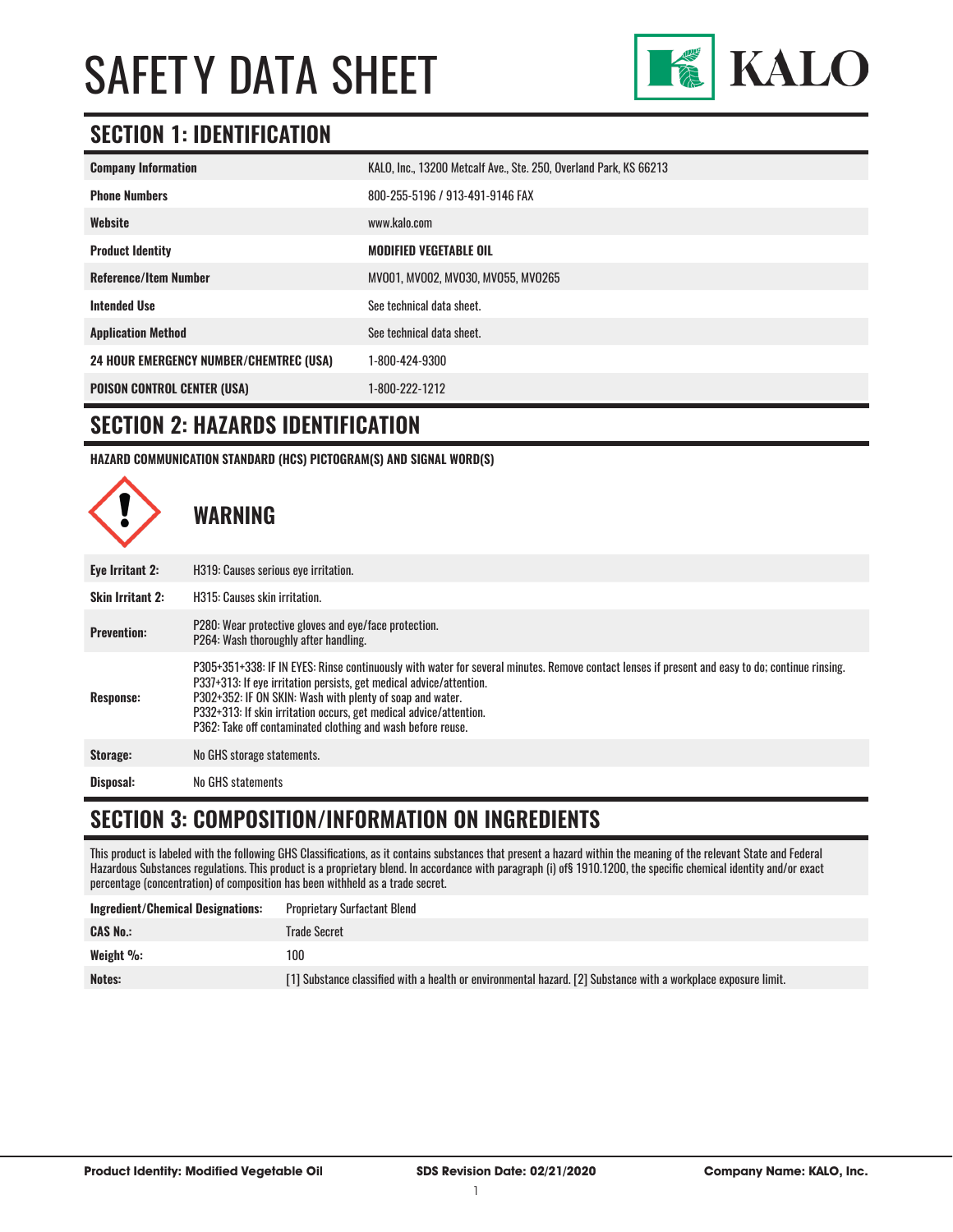# SAFETY DATA SHEET

KALO

## SECTION 1: IDENTIFICATION

| | |
|---|---|
| **Company Information** | KALO, Inc., 13200 Metcalf Ave., Ste. 250, Overland Park, KS 66213 |
| **Phone Numbers** | 800-255-5196 / 913-491-9146 FAX |
| **Website** | www.kalo.com |
| **Product Identity** | **MODIFIED VEGETABLE OIL** |
| **Reference/Item Number** | MVO01, MVO02, MVO30, MVO55, MVO265 |
| **Intended Use** | See technical data sheet. |
| **Application Method** | See technical data sheet. |
| **24 HOUR EMERGENCY NUMBER/CHEMTREC (USA)** | 1-800-424-9300 |
| **POISON CONTROL CENTER (USA)** | 1-800-222-1212 |

## SECTION 2: HAZARDS IDENTIFICATION

**HAZARD COMMUNICATION STANDARD (HCS) PICTOGRAM(S) AND SIGNAL WORD(S)**

### WARNING

| | |
|---|---|
| **Eye Irritant 2:** | H319: Causes serious eye irritation. |
| **Skin Irritant 2:** | H315: Causes skin irritation. |
| **Prevention:** | P280: Wear protective gloves and eye/face protection.<br>P264: Wash thoroughly after handling. |
| **Response:** | P305+351+338: IF IN EYES: Rinse continuously with water for several minutes. Remove contact lenses if present and easy to do; continue rinsing.<br>P337+313: If eye irritation persists, get medical advice/attention.<br>P302+352: IF ON SKIN: Wash with plenty of soap and water.<br>P332+313: If skin irritation occurs, get medical advice/attention.<br>P362: Take off contaminated clothing and wash before reuse. |
| **Storage:** | No GHS storage statements. |
| **Disposal:** | No GHS statements |

## SECTION 3: COMPOSITION/INFORMATION ON INGREDIENTS

This product is labeled with the following GHS Classifications, as it contains substances that present a hazard within the meaning of the relevant State and Federal Hazardous Substances regulations. This product is a proprietary blend. In accordance with paragraph (i) of§ 1910.1200, the specific chemical identity and/or exact percentage (concentration) of composition has been withheld as a trade secret.

| | |
|---|---|
| **Ingredient/Chemical Designations:** | Proprietary Surfactant Blend |
| **CAS No.:** | Trade Secret |
| **Weight %:** | 100 |
| **Notes:** | [1] Substance classified with a health or environmental hazard. [2] Substance with a workplace exposure limit. |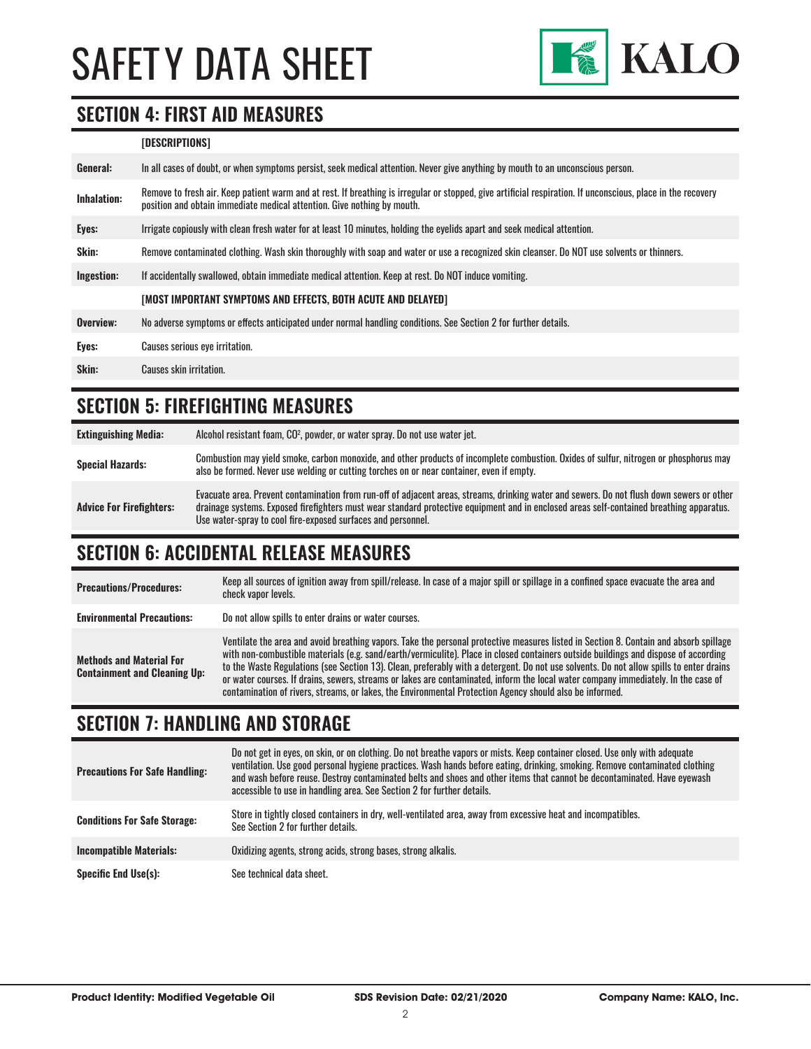## SECTION 4: FIRST AID MEASURES

| | |
|---|---|
| | **[DESCRIPTIONS]** |
| **General:** | In all cases of doubt, or when symptoms persist, seek medical attention. Never give anything by mouth to an unconscious person. |
| **Inhalation:** | Remove to fresh air. Keep patient warm and at rest. If breathing is irregular or stopped, give artificial respiration. If unconscious, place in the recovery position and obtain immediate medical attention. Give nothing by mouth. |
| **Eyes:** | Irrigate copiously with clean fresh water for at least 10 minutes, holding the eyelids apart and seek medical attention. |
| **Skin:** | Remove contaminated clothing. Wash skin thoroughly with soap and water or use a recognized skin cleanser. Do NOT use solvents or thinners. |
| **Ingestion:** | If accidentally swallowed, obtain immediate medical attention. Keep at rest. Do NOT induce vomiting. |
| | **[MOST IMPORTANT SYMPTOMS AND EFFECTS, BOTH ACUTE AND DELAYED]** |
| **Overview:** | No adverse symptoms or effects anticipated under normal handling conditions. See Section 2 for further details. |
| **Eyes:** | Causes serious eye irritation. |
| **Skin:** | Causes skin irritation. |

## SECTION 5: FIREFIGHTING MEASURES

| | |
|---|---|
| **Extinguishing Media:** | Alcohol resistant foam, CO², powder, or water spray. Do not use water jet. |
| **Special Hazards:** | Combustion may yield smoke, carbon monoxide, and other products of incomplete combustion. Oxides of sulfur, nitrogen or phosphorus may also be formed. Never use welding or cutting torches on or near container, even if empty. |
| **Advice For Firefighters:** | Evacuate area. Prevent contamination from run-off of adjacent areas, streams, drinking water and sewers. Do not flush down sewers or other drainage systems. Exposed firefighters must wear standard protective equipment and in enclosed areas self-contained breathing apparatus. Use water-spray to cool fire-exposed surfaces and personnel. |

## SECTION 6: ACCIDENTAL RELEASE MEASURES

| | |
|---|---|
| **Precautions/Procedures:** | Keep all sources of ignition away from spill/release. In case of a major spill or spillage in a confined space evacuate the area and check vapor levels. |
| **Environmental Precautions:** | Do not allow spills to enter drains or water courses. |
| **Methods and Material For Containment and Cleaning Up:** | Ventilate the area and avoid breathing vapors. Take the personal protective measures listed in Section 8. Contain and absorb spillage with non-combustible materials (e.g. sand/earth/vermiculite). Place in closed containers outside buildings and dispose of according to the Waste Regulations (see Section 13). Clean, preferably with a detergent. Do not use solvents. Do not allow spills to enter drains or water courses. If drains, sewers, streams or lakes are contaminated, inform the local water company immediately. In the case of contamination of rivers, streams, or lakes, the Environmental Protection Agency should also be informed. |

## SECTION 7: HANDLING AND STORAGE

| | |
|---|---|
| **Precautions For Safe Handling:** | Do not get in eyes, on skin, or on clothing. Do not breathe vapors or mists. Keep container closed. Use only with adequate ventilation. Use good personal hygiene practices. Wash hands before eating, drinking, smoking. Remove contaminated clothing and wash before reuse. Destroy contaminated belts and shoes and other items that cannot be decontaminated. Have eyewash accessible to use in handling area. See Section 2 for further details. |
| **Conditions For Safe Storage:** | Store in tightly closed containers in dry, well-ventilated area, away from excessive heat and incompatibles. See Section 2 for further details. |
| **Incompatible Materials:** | Oxidizing agents, strong acids, strong bases, strong alkalis. |
| **Specific End Use(s):** | See technical data sheet. |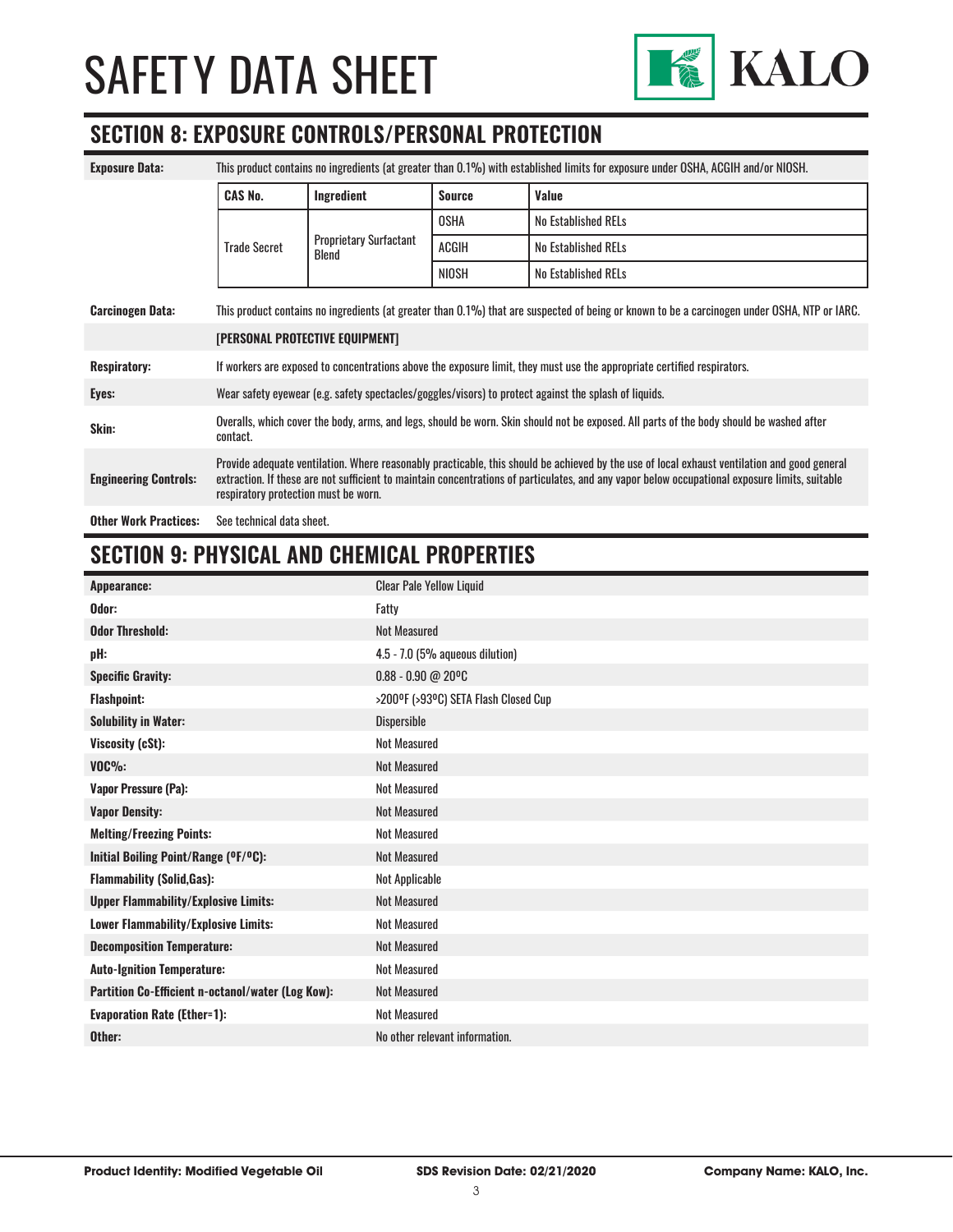## SECTION 8: EXPOSURE CONTROLS/PERSONAL PROTECTION

**Exposure Data:** This product contains no ingredients (at greater than 0.1%) with established limits for exposure under OSHA, ACGIH and/or NIOSH.

| CAS No. | Ingredient | Source | Value |
|---|---|---|---|
| Trade Secret | Proprietary Surfactant Blend | OSHA | No Established RELs |
| | | ACGIH | No Established RELs |
| | | NIOSH | No Established RELs |

**Carcinogen Data:** This product contains no ingredients (at greater than 0.1%) that are suspected of being or known to be a carcinogen under OSHA, NTP or IARC.

**[PERSONAL PROTECTIVE EQUIPMENT]**

**Respiratory:** If workers are exposed to concentrations above the exposure limit, they must use the appropriate certified respirators.

**Eyes:** Wear safety eyewear (e.g. safety spectacles/goggles/visors) to protect against the splash of liquids.

**Skin:** Overalls, which cover the body, arms, and legs, should be worn. Skin should not be exposed. All parts of the body should be washed after contact.

**Engineering Controls:** Provide adequate ventilation. Where reasonably practicable, this should be achieved by the use of local exhaust ventilation and good general extraction. If these are not sufficient to maintain concentrations of particulates, and any vapor below occupational exposure limits, suitable respiratory protection must be worn.

**Other Work Practices:** See technical data sheet.

## SECTION 9: PHYSICAL AND CHEMICAL PROPERTIES

| | |
|---|---|
| **Appearance:** | Clear Pale Yellow Liquid |
| **Odor:** | Fatty |
| **Odor Threshold:** | Not Measured |
| **pH:** | 4.5 - 7.0 (5% aqueous dilution) |
| **Specific Gravity:** | 0.88 - 0.90 @ 20ºC |
| **Flashpoint:** | >200ºF (>93ºC) SETA Flash Closed Cup |
| **Solubility in Water:** | Dispersible |
| **Viscosity (cSt):** | Not Measured |
| **VOC%:** | Not Measured |
| **Vapor Pressure (Pa):** | Not Measured |
| **Vapor Density:** | Not Measured |
| **Melting/Freezing Points:** | Not Measured |
| **Initial Boiling Point/Range (ºF/ºC):** | Not Measured |
| **Flammability (Solid,Gas):** | Not Applicable |
| **Upper Flammability/Explosive Limits:** | Not Measured |
| **Lower Flammability/Explosive Limits:** | Not Measured |
| **Decomposition Temperature:** | Not Measured |
| **Auto-Ignition Temperature:** | Not Measured |
| **Partition Co-Efficient n-octanol/water (Log Kow):** | Not Measured |
| **Evaporation Rate (Ether=1):** | Not Measured |
| **Other:** | No other relevant information. |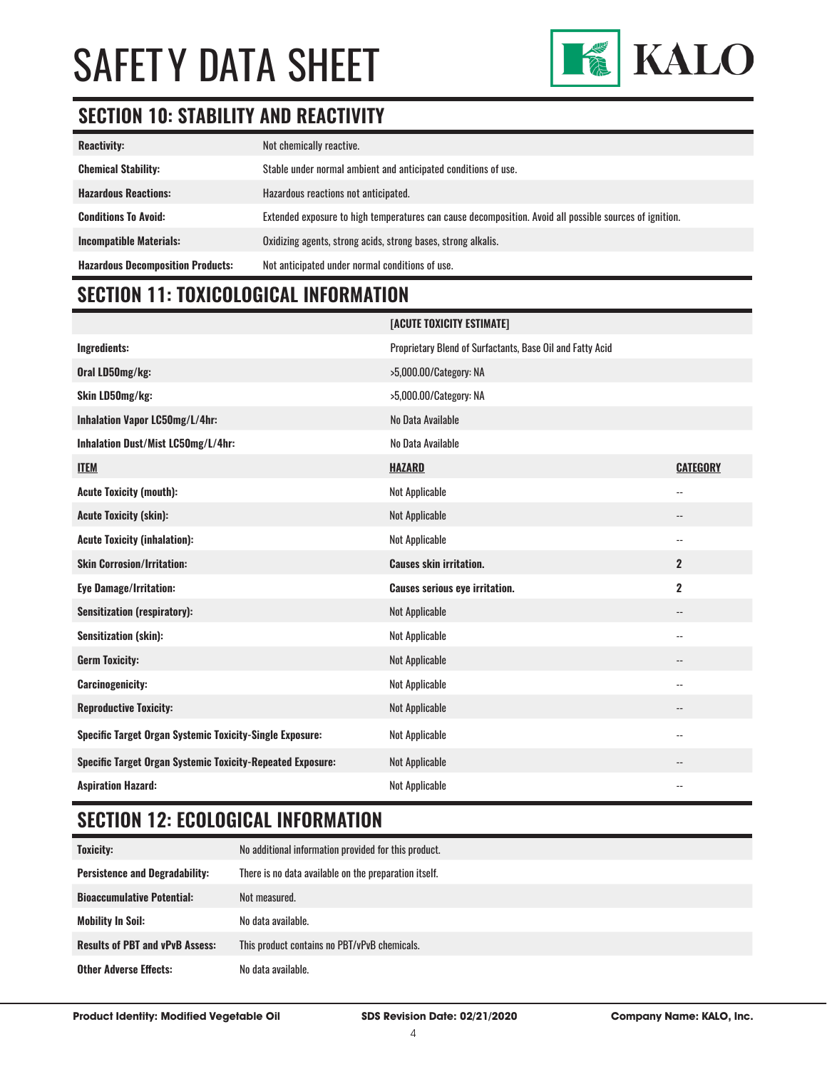# SAFETY DATA SHEET

## SECTION 10: STABILITY AND REACTIVITY

| | |
|---|---|
| **Reactivity:** | Not chemically reactive. |
| **Chemical Stability:** | Stable under normal ambient and anticipated conditions of use. |
| **Hazardous Reactions:** | Hazardous reactions not anticipated. |
| **Conditions To Avoid:** | Extended exposure to high temperatures can cause decomposition. Avoid all possible sources of ignition. |
| **Incompatible Materials:** | Oxidizing agents, strong acids, strong bases, strong alkalis. |
| **Hazardous Decomposition Products:** | Not anticipated under normal conditions of use. |

## SECTION 11: TOXICOLOGICAL INFORMATION

| | **[ACUTE TOXICITY ESTIMATE]** | |
|---|---|---|
| **Ingredients:** | Proprietary Blend of Surfactants, Base Oil and Fatty Acid | |
| **Oral LD50mg/kg:** | >5,000.00/Category: NA | |
| **Skin LD50mg/kg:** | >5,000.00/Category: NA | |
| **Inhalation Vapor LC50mg/L/4hr:** | No Data Available | |
| **Inhalation Dust/Mist LC50mg/L/4hr:** | No Data Available | |
| **ITEM** | **HAZARD** | **CATEGORY** |
| **Acute Toxicity (mouth):** | Not Applicable | -- |
| **Acute Toxicity (skin):** | Not Applicable | -- |
| **Acute Toxicity (inhalation):** | Not Applicable | -- |
| **Skin Corrosion/Irritation:** | **Causes skin irritation.** | **2** |
| **Eye Damage/Irritation:** | **Causes serious eye irritation.** | **2** |
| **Sensitization (respiratory):** | Not Applicable | -- |
| **Sensitization (skin):** | Not Applicable | -- |
| **Germ Toxicity:** | Not Applicable | -- |
| **Carcinogenicity:** | Not Applicable | -- |
| **Reproductive Toxicity:** | Not Applicable | -- |
| **Specific Target Organ Systemic Toxicity-Single Exposure:** | Not Applicable | -- |
| **Specific Target Organ Systemic Toxicity-Repeated Exposure:** | Not Applicable | -- |
| **Aspiration Hazard:** | Not Applicable | -- |

## SECTION 12: ECOLOGICAL INFORMATION

| | |
|---|---|
| **Toxicity:** | No additional information provided for this product. |
| **Persistence and Degradability:** | There is no data available on the preparation itself. |
| **Bioaccumulative Potential:** | Not measured. |
| **Mobility In Soil:** | No data available. |
| **Results of PBT and vPvB Assess:** | This product contains no PBT/vPvB chemicals. |
| **Other Adverse Effects:** | No data available. |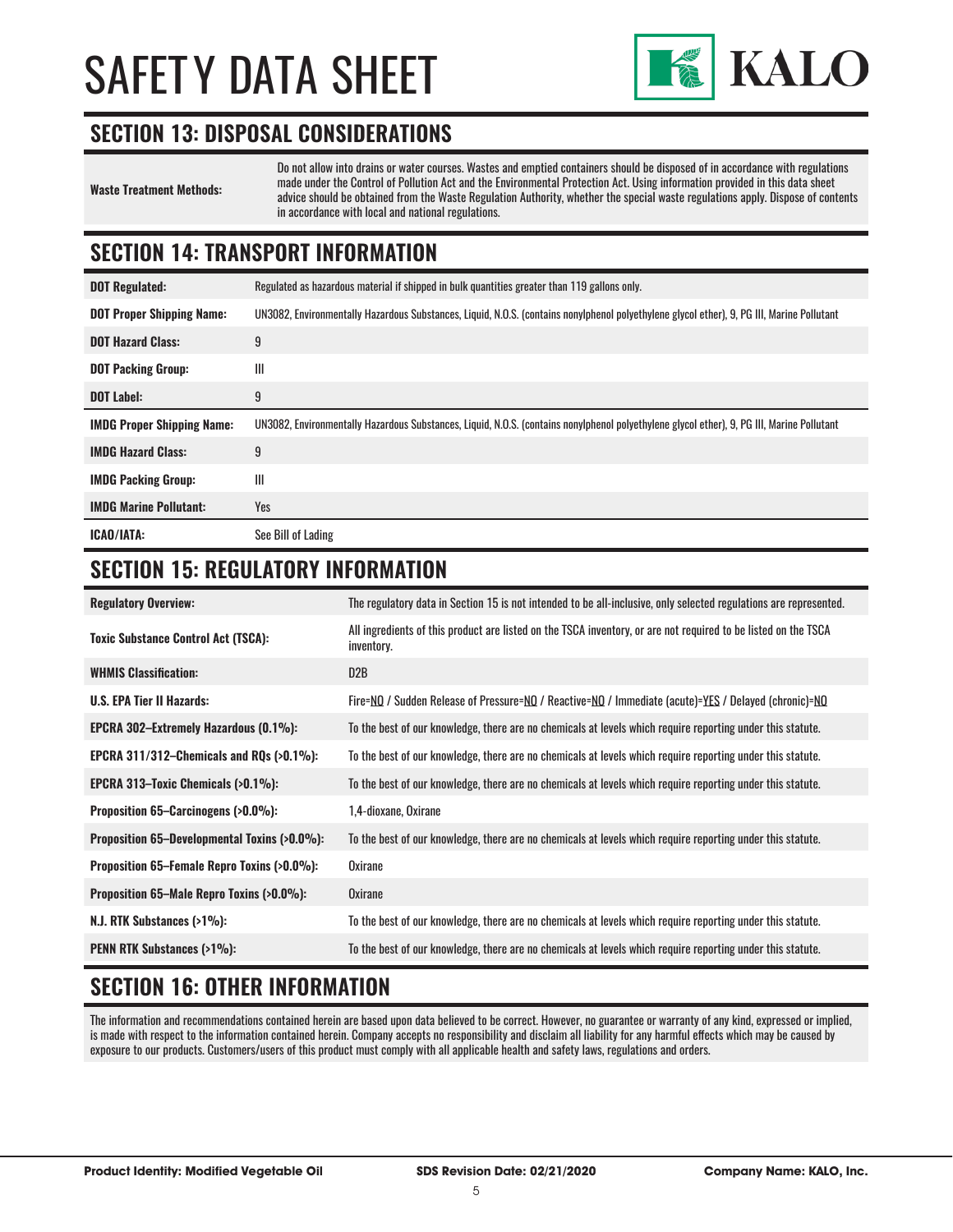## SECTION 13: DISPOSAL CONSIDERATIONS

| | |
|---|---|
| **Waste Treatment Methods:** | Do not allow into drains or water courses. Wastes and emptied containers should be disposed of in accordance with regulations made under the Control of Pollution Act and the Environmental Protection Act. Using information provided in this data sheet advice should be obtained from the Waste Regulation Authority, whether the special waste regulations apply. Dispose of contents in accordance with local and national regulations. |

## SECTION 14: TRANSPORT INFORMATION

| | |
|---|---|
| **DOT Regulated:** | Regulated as hazardous material if shipped in bulk quantities greater than 119 gallons only. |
| **DOT Proper Shipping Name:** | UN3082, Environmentally Hazardous Substances, Liquid, N.O.S. (contains nonylphenol polyethylene glycol ether), 9, PG III, Marine Pollutant |
| **DOT Hazard Class:** | 9 |
| **DOT Packing Group:** | III |
| **DOT Label:** | 9 |
| **IMDG Proper Shipping Name:** | UN3082, Environmentally Hazardous Substances, Liquid, N.O.S. (contains nonylphenol polyethylene glycol ether), 9, PG III, Marine Pollutant |
| **IMDG Hazard Class:** | 9 |
| **IMDG Packing Group:** | III |
| **IMDG Marine Pollutant:** | Yes |
| **ICAO/IATA:** | See Bill of Lading |

## SECTION 15: REGULATORY INFORMATION

| | |
|---|---|
| **Regulatory Overview:** | The regulatory data in Section 15 is not intended to be all-inclusive, only selected regulations are represented. |
| **Toxic Substance Control Act (TSCA):** | All ingredients of this product are listed on the TSCA inventory, or are not required to be listed on the TSCA inventory. |
| **WHMIS Classification:** | D2B |
| **U.S. EPA Tier II Hazards:** | Fire=NO / Sudden Release of Pressure=NO / Reactive=NO / Immediate (acute)=YES / Delayed (chronic)=NO |
| **EPCRA 302–Extremely Hazardous (0.1%):** | To the best of our knowledge, there are no chemicals at levels which require reporting under this statute. |
| **EPCRA 311/312–Chemicals and RQs (>0.1%):** | To the best of our knowledge, there are no chemicals at levels which require reporting under this statute. |
| **EPCRA 313–Toxic Chemicals (>0.1%):** | To the best of our knowledge, there are no chemicals at levels which require reporting under this statute. |
| **Proposition 65–Carcinogens (>0.0%):** | 1,4-dioxane, Oxirane |
| **Proposition 65–Developmental Toxins (>0.0%):** | To the best of our knowledge, there are no chemicals at levels which require reporting under this statute. |
| **Proposition 65–Female Repro Toxins (>0.0%):** | Oxirane |
| **Proposition 65–Male Repro Toxins (>0.0%):** | Oxirane |
| **N.J. RTK Substances (>1%):** | To the best of our knowledge, there are no chemicals at levels which require reporting under this statute. |
| **PENN RTK Substances (>1%):** | To the best of our knowledge, there are no chemicals at levels which require reporting under this statute. |

## SECTION 16: OTHER INFORMATION

The information and recommendations contained herein are based upon data believed to be correct. However, no guarantee or warranty of any kind, expressed or implied, is made with respect to the information contained herein. Company accepts no responsibility and disclaim all liability for any harmful effects which may be caused by exposure to our products. Customers/users of this product must comply with all applicable health and safety laws, regulations and orders.